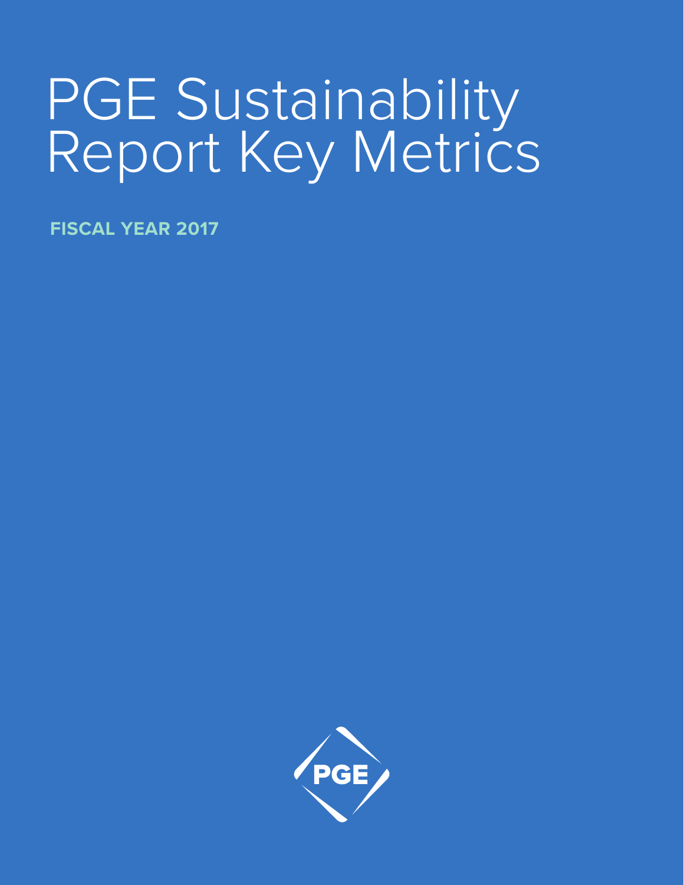# PGE Sustainability Report Key Metrics

**FISCAL YEAR 2017**

PGE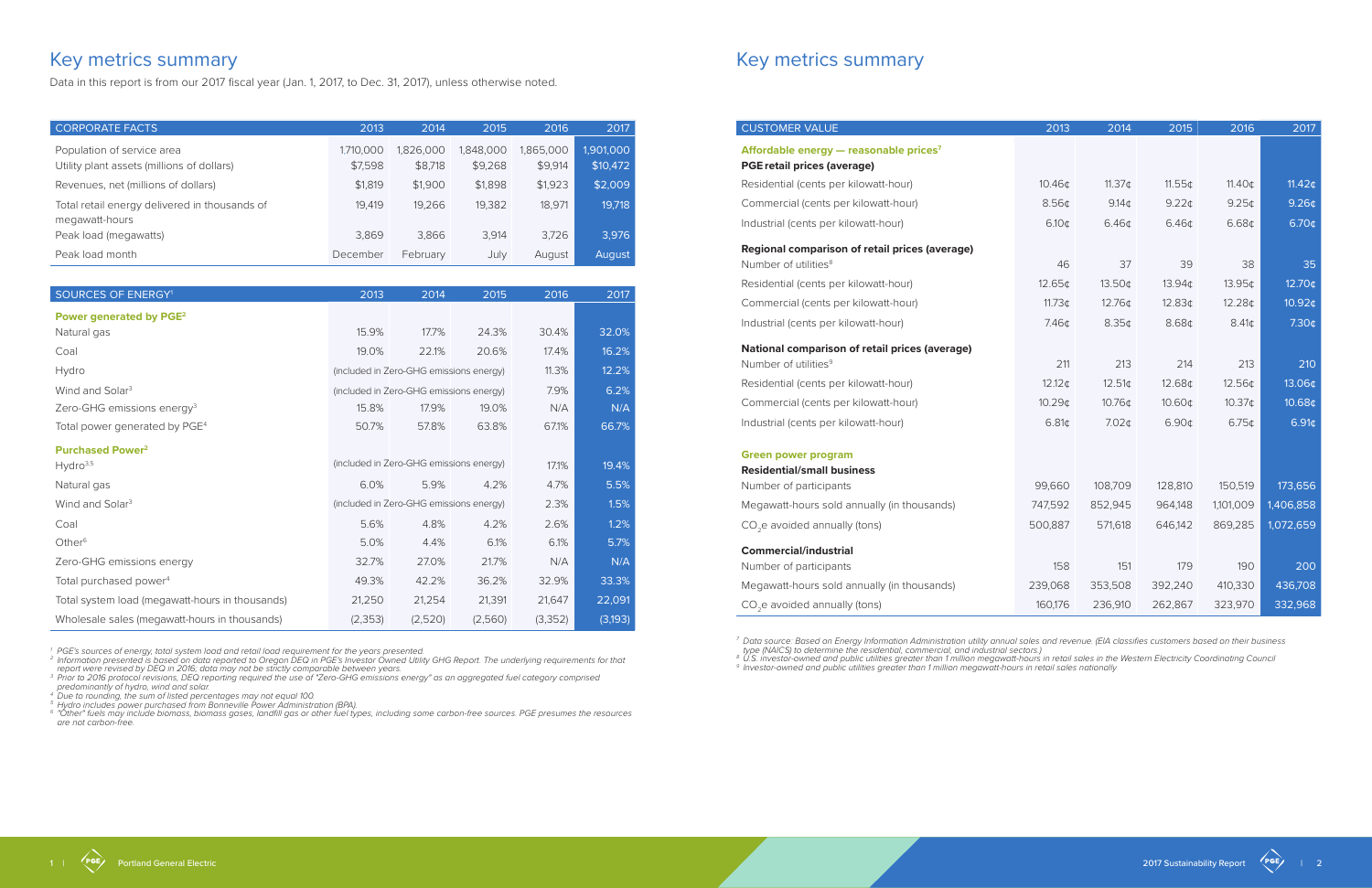# Key metrics summary

Data in this report is from our 2017 fiscal year (Jan. 1, 2017, to Dec. 31, 2017), unless otherwise noted.

| CORPORATE FACTS | 2013 | 2014 | 2015 | 2016 | 2017 |
|---|---|---|---|---|---|
| Population of service area | 1,710,000 | 1,826,000 | 1,848,000 | 1,865,000 | 1,901,000 |
| Utility plant assets (millions of dollars) | $7,598 | $8,718 | $9,268 | $9,914 | $10,472 |
| Revenues, net (millions of dollars) | $1,819 | $1,900 | $1,898 | $1,923 | $2,009 |
| Total retail energy delivered in thousands of megawatt-hours | 19,419 | 19,266 | 19,382 | 18,971 | 19,718 |
| Peak load (megawatts) | 3,869 | 3,866 | 3,914 | 3,726 | 3,976 |
| Peak load month | December | February | July | August | August |

| SOURCES OF ENERGY[1] | 2013 | 2014 | 2015 | 2016 | 2017 |
|---|---|---|---|---|---|
| **Power generated by PGE[2]** | | | | | |
| Natural gas | 15.9% | 17.7% | 24.3% | 30.4% | 32.0% |
| Coal | 19.0% | 22.1% | 20.6% | 17.4% | 16.2% |
| Hydro | (included in Zero-GHG emissions energy) | | | 11.3% | 12.2% |
| Wind and Solar[3] | (included in Zero-GHG emissions energy) | | | 7.9% | 6.2% |
| Zero-GHG emissions energy[3] | 15.8% | 17.9% | 19.0% | N/A | N/A |
| Total power generated by PGE[4] | 50.7% | 57.8% | 63.8% | 67.1% | 66.7% |
| **Purchased Power[2]** | | | | | |
| Hydro[3,5] | (included in Zero-GHG emissions energy) | | | 17.1% | 19.4% |
| Natural gas | 6.0% | 5.9% | 4.2% | 4.7% | 5.5% |
| Wind and Solar[3] | (included in Zero-GHG emissions energy) | | | 2.3% | 1.5% |
| Coal | 5.6% | 4.8% | 4.2% | 2.6% | 1.2% |
| Other[6] | 5.0% | 4.4% | 6.1% | 6.1% | 5.7% |
| Zero-GHG emissions energy | 32.7% | 27.0% | 21.7% | N/A | N/A |
| Total purchased power[4] | 49.3% | 42.2% | 36.2% | 32.9% | 33.3% |
| Total system load (megawatt-hours in thousands) | 21,250 | 21,254 | 21,391 | 21,647 | 22,091 |
| Wholesale sales (megawatt-hours in thousands) | (2,353) | (2,520) | (2,560) | (3,352) | (3,193) |

[1] PGE's sources of energy, total system load and retail load requirement for the years presented.
[2] Information presented is based on data reported to Oregon DEQ in PGE's Investor Owned Utility GHG Report. The underlying requirements for that report were revised by DEQ in 2016; data may not be strictly comparable between years.
[3] Prior to 2016 protocol revisions, DEQ reporting required the use of "Zero-GHG emissions energy" as an aggregated fuel category comprised predominantly of hydro, wind and solar.
[4] Due to rounding, the sum of listed percentages may not equal 100.
[5] Hydro includes power purchased from Bonneville Power Administration (BPA).
[6] "Other" fuels may include biomass, biomass gases, landfill gas or other fuel types, including some carbon-free sources. PGE presumes the resources are not carbon-free.

# Key metrics summary

| CUSTOMER VALUE | 2013 | 2014 | 2015 | 2016 | 2017 |
|---|---|---|---|---|---|
| **Affordable energy — reasonable prices[7]** | | | | | |
| **PGE retail prices (average)** | | | | | |
| Residential (cents per kilowatt-hour) | 10.46¢ | 11.37¢ | 11.55¢ | 11.40¢ | 11.42¢ |
| Commercial (cents per kilowatt-hour) | 8.56¢ | 9.14¢ | 9.22¢ | 9.25¢ | 9.26¢ |
| Industrial (cents per kilowatt-hour) | 6.10¢ | 6.46¢ | 6.46¢ | 6.68¢ | 6.70¢ |
| **Regional comparison of retail prices (average)** | | | | | |
| Number of utilities[8] | 46 | 37 | 39 | 38 | 35 |
| Residential (cents per kilowatt-hour) | 12.65¢ | 13.50¢ | 13.94¢ | 13.95¢ | 12.70¢ |
| Commercial (cents per kilowatt-hour) | 11.73¢ | 12.76¢ | 12.83¢ | 12.28¢ | 10.92¢ |
| Industrial (cents per kilowatt-hour) | 7.46¢ | 8.35¢ | 8.68¢ | 8.41¢ | 7.30¢ |
| **National comparison of retail prices (average)** | | | | | |
| Number of utilities[9] | 211 | 213 | 214 | 213 | 210 |
| Residential (cents per kilowatt-hour) | 12.12¢ | 12.51¢ | 12.68¢ | 12.56¢ | 13.06¢ |
| Commercial (cents per kilowatt-hour) | 10.29¢ | 10.76¢ | 10.60¢ | 10.37¢ | 10.68¢ |
| Industrial (cents per kilowatt-hour) | 6.81¢ | 7.02¢ | 6.90¢ | 6.75¢ | 6.91¢ |
| **Green power program** | | | | | |
| **Residential/small business** | | | | | |
| Number of participants | 99,660 | 108,709 | 128,810 | 150,519 | 173,656 |
| Megawatt-hours sold annually (in thousands) | 747,592 | 852,945 | 964,148 | 1,101,009 | 1,406,858 |
| $CO_2$e avoided annually (tons) | 500,887 | 571,618 | 646,142 | 869,285 | 1,072,659 |
| **Commercial/industrial** | | | | | |
| Number of participants | 158 | 151 | 179 | 190 | 200 |
| Megawatt-hours sold annually (in thousands) | 239,068 | 353,508 | 392,240 | 410,330 | 436,708 |
| $CO_2$e avoided annually (tons) | 160,176 | 236,910 | 262,867 | 323,970 | 332,968 |

[7] Data source: Based on Energy Information Administration utility annual sales and revenue. (EIA classifies customers based on their business type (NAICS) to determine the residential, commercial, and industrial sectors.)
[8] U.S. investor-owned and public utilities greater than 1 million megawatt-hours in retail sales in the Western Electricity Coordinating Council
[9] Investor-owned and public utilities greater than 1 million megawatt-hours in retail sales nationally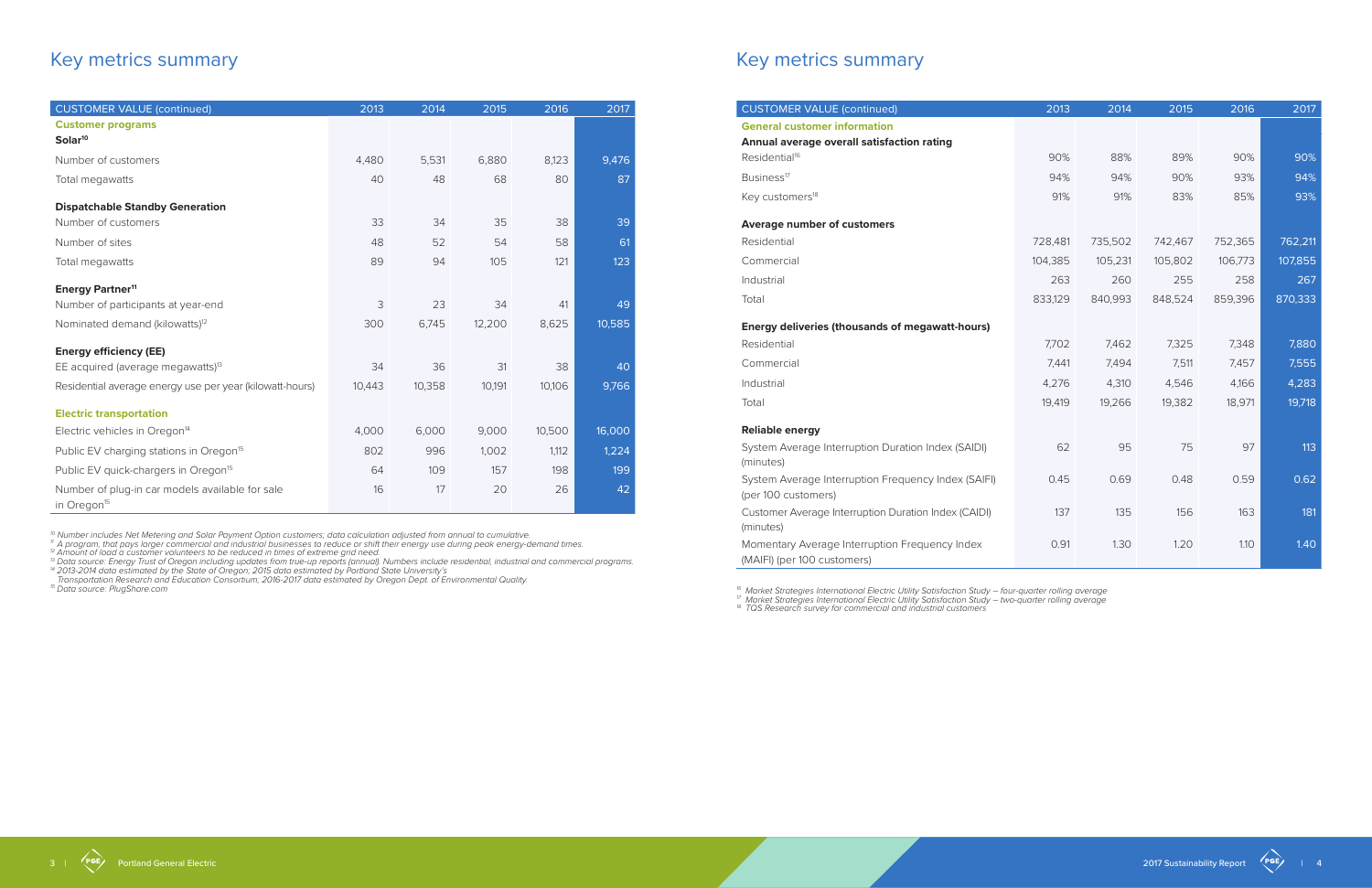# Key metrics summary

| CUSTOMER VALUE (continued) | 2013 | 2014 | 2015 | 2016 | 2017 |
|---|---|---|---|---|---|
| **Customer programs** | | | | | |
| **Solar**[10] | | | | | |
| Number of customers | 4,480 | 5,531 | 6,880 | 8,123 | 9,476 |
| Total megawatts | 40 | 48 | 68 | 80 | 87 |
| **Dispatchable Standby Generation** | | | | | |
| Number of customers | 33 | 34 | 35 | 38 | 39 |
| Number of sites | 48 | 52 | 54 | 58 | 61 |
| Total megawatts | 89 | 94 | 105 | 121 | 123 |
| **Energy Partner**[11] | | | | | |
| Number of participants at year-end | 3 | 23 | 34 | 41 | 49 |
| Nominated demand (kilowatts)[12] | 300 | 6,745 | 12,200 | 8,625 | 10,585 |
| **Energy efficiency (EE)** | | | | | |
| EE acquired (average megawatts)[13] | 34 | 36 | 31 | 38 | 40 |
| Residential average energy use per year (kilowatt-hours) | 10,443 | 10,358 | 10,191 | 10,106 | 9,766 |
| **Electric transportation** | | | | | |
| Electric vehicles in Oregon[14] | 4,000 | 6,000 | 9,000 | 10,500 | 16,000 |
| Public EV charging stations in Oregon[15] | 802 | 996 | 1,002 | 1,112 | 1,224 |
| Public EV quick-chargers in Oregon[15] | 64 | 109 | 157 | 198 | 199 |
| Number of plug-in car models available for sale in Oregon[15] | 16 | 17 | 20 | 26 | 42 |

*[10] Number includes Net Metering and Solar Payment Option customers; data calculation adjusted from annual to cumulative.*
*[11] A program that pays larger commercial and industrial businesses to reduce or shift their energy use during peak energy-demand times.*
*[12] Amount of load a customer volunteers to be reduced in times of extreme grid need.*
*[13] Data source: Energy Trust of Oregon including updates from true-up reports (annual). Numbers include residential, industrial and commercial programs.*
*[14] 2013-2014 data estimated by the State of Oregon; 2015 data estimated by Portland State University's Transportation Research and Education Consortium; 2016-2017 data estimated by Oregon Dept. of Environmental Quality.*
*[15] Data source: PlugShare.com*

# Key metrics summary

| CUSTOMER VALUE (continued) | 2013 | 2014 | 2015 | 2016 | 2017 |
|---|---|---|---|---|---|
| **General customer information** | | | | | |
| **Annual average overall satisfaction rating** | | | | | |
| Residential[16] | 90% | 88% | 89% | 90% | 90% |
| Business[17] | 94% | 94% | 90% | 93% | 94% |
| Key customers[18] | 91% | 91% | 83% | 85% | 93% |
| **Average number of customers** | | | | | |
| Residential | 728,481 | 735,502 | 742,467 | 752,365 | 762,211 |
| Commercial | 104,385 | 105,231 | 105,802 | 106,773 | 107,855 |
| Industrial | 263 | 260 | 255 | 258 | 267 |
| Total | 833,129 | 840,993 | 848,524 | 859,396 | 870,333 |
| **Energy deliveries (thousands of megawatt-hours)** | | | | | |
| Residential | 7,702 | 7,462 | 7,325 | 7,348 | 7,880 |
| Commercial | 7,441 | 7,494 | 7,511 | 7,457 | 7,555 |
| Industrial | 4,276 | 4,310 | 4,546 | 4,166 | 4,283 |
| Total | 19,419 | 19,266 | 19,382 | 18,971 | 19,718 |
| **Reliable energy** | | | | | |
| System Average Interruption Duration Index (SAIDI) (minutes) | 62 | 95 | 75 | 97 | 113 |
| System Average Interruption Frequency Index (SAIFI) (per 100 customers) | 0.45 | 0.69 | 0.48 | 0.59 | 0.62 |
| Customer Average Interruption Duration Index (CAIDI) (minutes) | 137 | 135 | 156 | 163 | 181 |
| Momentary Average Interruption Frequency Index (MAIFI) (per 100 customers) | 0.91 | 1.30 | 1.20 | 1.10 | 1.40 |

*[16] Market Strategies International Electric Utility Satisfaction Study – four-quarter rolling average*
*[17] Market Strategies International Electric Utility Satisfaction Study – two-quarter rolling average*
*[18] TQS Research survey for commercial and industrial customers*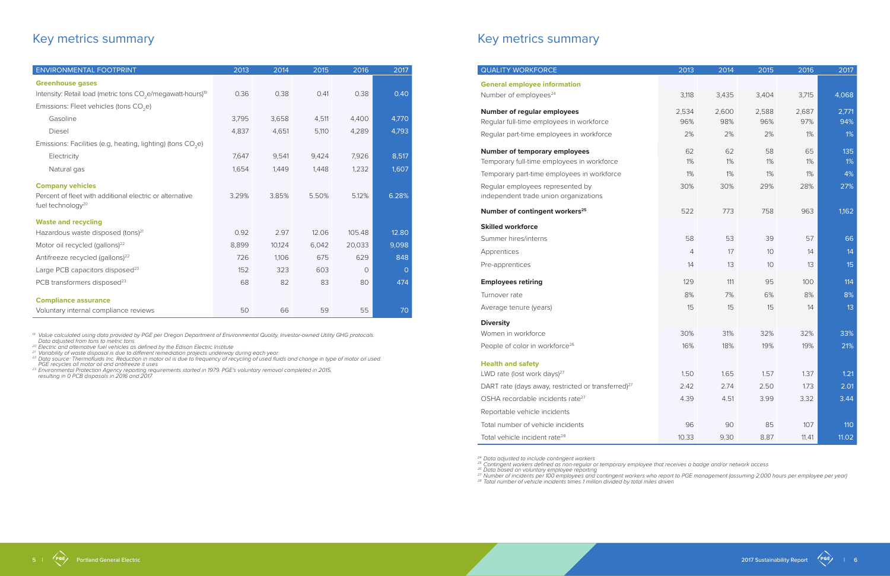# Key metrics summary

| ENVIRONMENTAL FOOTPRINT | 2013 | 2014 | 2015 | 2016 | 2017 |
|---|---|---|---|---|---|
| **Greenhouse gases** | | | | | |
| Intensity: Retail load (metric tons $CO_2$e/megawatt-hours)[19] | 0.36 | 0.38 | 0.41 | 0.38 | 0.40 |
| Emissions: Fleet vehicles (tons $CO_2$e) | | | | | |
| Gasoline | 3,795 | 3,658 | 4,511 | 4,400 | 4,770 |
| Diesel | 4,837 | 4,651 | 5,110 | 4,289 | 4,793 |
| Emissions: Facilities (e.g, heating, lighting) (tons $CO_2$e) | | | | | |
| Electricity | 7,647 | 9,541 | 9,424 | 7,926 | 8,517 |
| Natural gas | 1,654 | 1,449 | 1,448 | 1,232 | 1,607 |
| **Company vehicles** | | | | | |
| Percent of fleet with additional electric or alternative fuel technology[20] | 3.29% | 3.85% | 5.50% | 5.12% | 6.28% |
| **Waste and recycling** | | | | | |
| Hazardous waste disposed (tons)[21] | 0.92 | 2.97 | 12.06 | 105.48 | 12.80 |
| Motor oil recycled (gallons)[22] | 8,899 | 10,124 | 6,042 | 20,033 | 9,098 |
| Antifreeze recycled (gallons)[22] | 726 | 1,106 | 675 | 629 | 848 |
| Large PCB capacitors disposed[23] | 152 | 323 | 603 | 0 | 0 |
| PCB transformers disposed[23] | 68 | 82 | 83 | 80 | 474 |
| **Compliance assurance** | | | | | |
| Voluntary internal compliance reviews | 50 | 66 | 59 | 55 | 70 |

*[19] Value calculated using data provided by PGE per Oregon Department of Environmental Quality, Investor-owned Utility GHG protocols. Data adjusted from tons to metric tons.*
*[20] Electric and alternative fuel vehicles as defined by the Edison Electric Institute*
*[21] Variability of waste disposal is due to different remediation projects underway during each year.*
*[22] Data source: Thermofluids Inc. Reduction in motor oil is due to frequency of recycling of used fluids and change in type of motor oil used. PGE recycles all motor oil and antifreeze it uses*
*[23] Environmental Protection Agency reporting requirements started in 1979. PGE's voluntary removal completed in 2015, resulting in 0 PCB disposals in 2016 and 2017.*

# Key metrics summary

| QUALITY WORKFORCE | 2013 | 2014 | 2015 | 2016 | 2017 |
|---|---|---|---|---|---|
| **General employee information** | | | | | |
| Number of employees[24] | 3,118 | 3,435 | 3,404 | 3,715 | 4,068 |
| **Number of regular employees** | 2,534 | 2,600 | 2,588 | 2,687 | 2,771 |
| Regular full-time employees in workforce | 96% | 98% | 96% | 97% | 94% |
| Regular part-time employees in workforce | 2% | 2% | 2% | 1% | 1% |
| **Number of temporary employees** | 62 | 62 | 58 | 65 | 135 |
| Temporary full-time employees in workforce | 1% | 1% | 1% | 1% | 1% |
| Temporary part-time employees in workforce | 1% | 1% | 1% | 1% | 4% |
| Regular employees represented by independent trade union organizations | 30% | 30% | 29% | 28% | 27% |
| **Number of contingent workers[25]** | 522 | 773 | 758 | 963 | 1,162 |
| **Skilled workforce** | | | | | |
| Summer hires/interns | 58 | 53 | 39 | 57 | 66 |
| Apprentices | 4 | 17 | 10 | 14 | 14 |
| Pre-apprentices | 14 | 13 | 10 | 13 | 15 |
| **Employees retiring** | 129 | 111 | 95 | 100 | 114 |
| Turnover rate | 8% | 7% | 6% | 8% | 8% |
| Average tenure (years) | 15 | 15 | 15 | 14 | 13 |
| **Diversity** | | | | | |
| Women in workforce | 30% | 31% | 32% | 32% | 33% |
| People of color in workforce[26] | 16% | 18% | 19% | 19% | 21% |
| **Health and safety** | | | | | |
| LWD rate (lost work days)[27] | 1.50 | 1.65 | 1.57 | 1.37 | 1.21 |
| DART rate (days away, restricted or transferred)[27] | 2.42 | 2.74 | 2.50 | 1.73 | 2.01 |
| OSHA recordable incidents rate[27] | 4.39 | 4.51 | 3.99 | 3.32 | 3.44 |
| Reportable vehicle incidents | | | | | |
| Total number of vehicle incidents | 96 | 90 | 85 | 107 | 110 |
| Total vehicle incident rate[28] | 10.33 | 9.30 | 8.87 | 11.41 | 11.02 |

*[24] Data adjusted to include contingent workers*
*[25] Contingent workers defined as non-regular or temporary employee that receives a badge and/or network access*
*[26] Data based on voluntary employee reporting*
*[27] Number of incidents per 100 employees and contingent workers who report to PGE management (assuming 2,000 hours per employee per year)*
*[28] Total number of vehicle incidents times 1 million divided by total miles driven*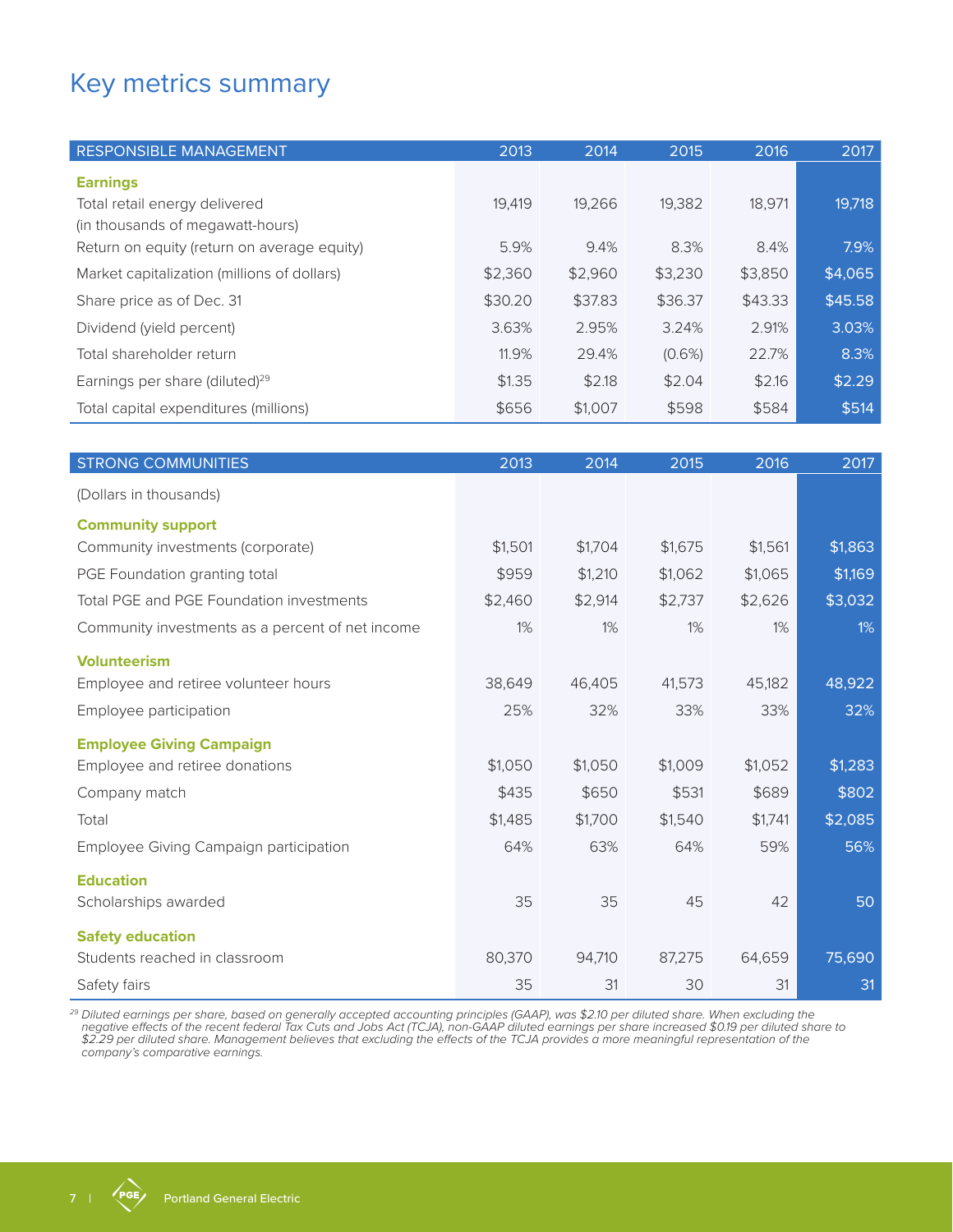# Key metrics summary

| RESPONSIBLE MANAGEMENT | 2013 | 2014 | 2015 | 2016 | 2017 |
|---|---|---|---|---|---|
| **Earnings** | | | | | |
| Total retail energy delivered (in thousands of megawatt-hours) | 19,419 | 19,266 | 19,382 | 18,971 | 19,718 |
| Return on equity (return on average equity) | 5.9% | 9.4% | 8.3% | 8.4% | 7.9% |
| Market capitalization (millions of dollars) | $2,360 | $2,960 | $3,230 | $3,850 | $4,065 |
| Share price as of Dec. 31 | $30.20 | $37.83 | $36.37 | $43.33 | $45.58 |
| Dividend (yield percent) | 3.63% | 2.95% | 3.24% | 2.91% | 3.03% |
| Total shareholder return | 11.9% | 29.4% | (0.6%) | 22.7% | 8.3% |
| Earnings per share (diluted)[29] | $1.35 | $2.18 | $2.04 | $2.16 | $2.29 |
| Total capital expenditures (millions) | $656 | $1,007 | $598 | $584 | $514 |

| STRONG COMMUNITIES | 2013 | 2014 | 2015 | 2016 | 2017 |
|---|---|---|---|---|---|
| (Dollars in thousands) | | | | | |
| **Community support** | | | | | |
| Community investments (corporate) | $1,501 | $1,704 | $1,675 | $1,561 | $1,863 |
| PGE Foundation granting total | $959 | $1,210 | $1,062 | $1,065 | $1,169 |
| Total PGE and PGE Foundation investments | $2,460 | $2,914 | $2,737 | $2,626 | $3,032 |
| Community investments as a percent of net income | 1% | 1% | 1% | 1% | 1% |
| **Volunteerism** | | | | | |
| Employee and retiree volunteer hours | 38,649 | 46,405 | 41,573 | 45,182 | 48,922 |
| Employee participation | 25% | 32% | 33% | 33% | 32% |
| **Employee Giving Campaign** | | | | | |
| Employee and retiree donations | $1,050 | $1,050 | $1,009 | $1,052 | $1,283 |
| Company match | $435 | $650 | $531 | $689 | $802 |
| Total | $1,485 | $1,700 | $1,540 | $1,741 | $2,085 |
| Employee Giving Campaign participation | 64% | 63% | 64% | 59% | 56% |
| **Education** | | | | | |
| Scholarships awarded | 35 | 35 | 45 | 42 | 50 |
| **Safety education** | | | | | |
| Students reached in classroom | 80,370 | 94,710 | 87,275 | 64,659 | 75,690 |
| Safety fairs | 35 | 31 | 30 | 31 | 31 |

*[29] Diluted earnings per share, based on generally accepted accounting principles (GAAP), was $2.10 per diluted share. When excluding the negative effects of the recent federal Tax Cuts and Jobs Act (TCJA), non-GAAP diluted earnings per share increased $0.19 per diluted share to $2.29 per diluted share. Management believes that excluding the effects of the TCJA provides a more meaningful representation of the company's comparative earnings.*